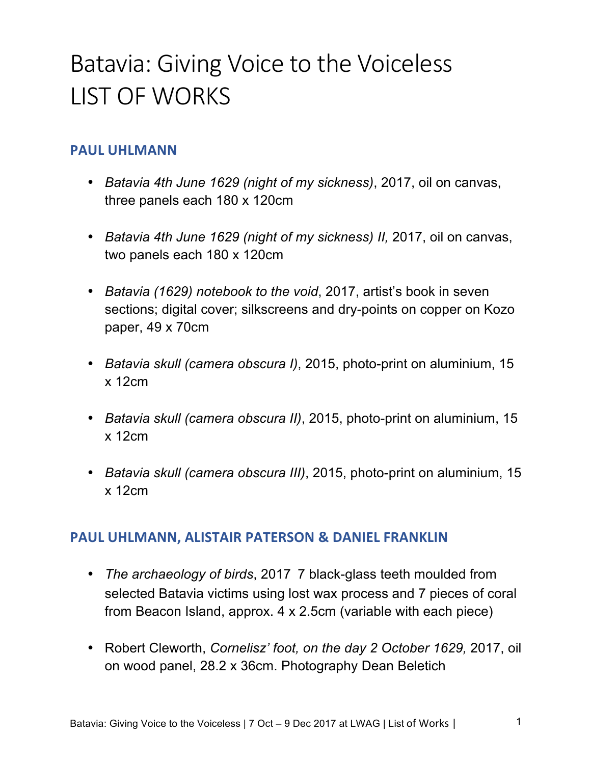# Batavia: Giving Voice to the Voiceless
# LIST OF WORKS

## PAUL UHLMANN

- *Batavia 4th June 1629 (night of my sickness)*, 2017, oil on canvas, three panels each 180 x 120cm
- *Batavia 4th June 1629 (night of my sickness) II,* 2017, oil on canvas, two panels each 180 x 120cm
- *Batavia (1629) notebook to the void*, 2017, artist's book in seven sections; digital cover; silkscreens and dry-points on copper on Kozo paper, 49 x 70cm
- *Batavia skull (camera obscura I)*, 2015, photo-print on aluminium, 15 x 12cm
- *Batavia skull (camera obscura II)*, 2015, photo-print on aluminium, 15 x 12cm
- *Batavia skull (camera obscura III)*, 2015, photo-print on aluminium, 15 x 12cm

## PAUL UHLMANN, ALISTAIR PATERSON & DANIEL FRANKLIN

- *The archaeology of birds*, 2017 7 black-glass teeth moulded from selected Batavia victims using lost wax process and 7 pieces of coral from Beacon Island, approx. 4 x 2.5cm (variable with each piece)
- Robert Cleworth, *Cornelisz' foot, on the day 2 October 1629,* 2017, oil on wood panel, 28.2 x 36cm. Photography Dean Beletich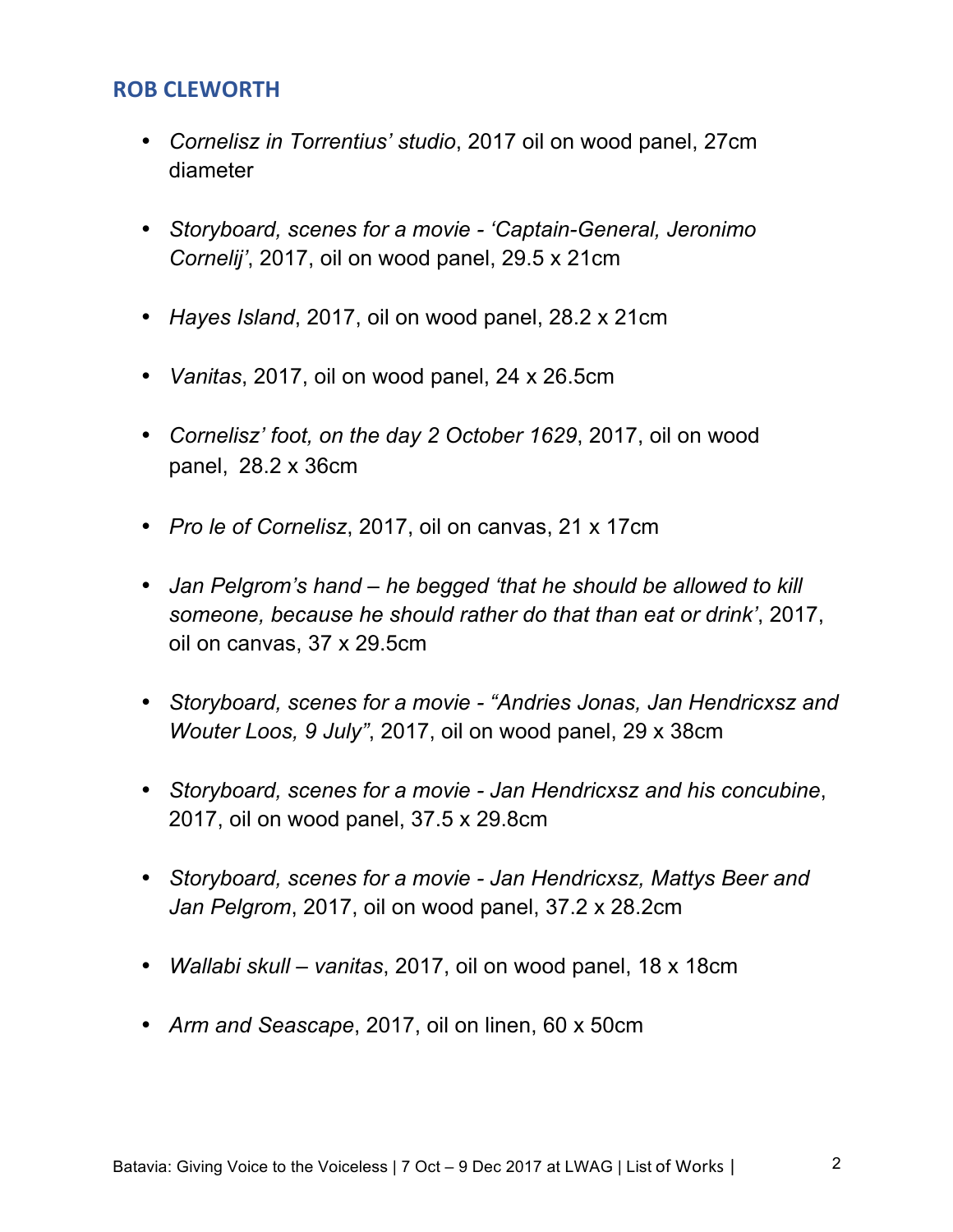## ROB CLEWORTH

- *Cornelisz in Torrentius' studio*, 2017 oil on wood panel, 27cm diameter
- *Storyboard, scenes for a movie - 'Captain-General, Jeronimo Cornelij'*, 2017, oil on wood panel, 29.5 x 21cm
- *Hayes Island*, 2017, oil on wood panel, 28.2 x 21cm
- *Vanitas*, 2017, oil on wood panel, 24 x 26.5cm
- *Cornelisz' foot, on the day 2 October 1629*, 2017, oil on wood panel, 28.2 x 36cm
- *Pro le of Cornelisz*, 2017, oil on canvas, 21 x 17cm
- *Jan Pelgrom's hand – he begged 'that he should be allowed to kill someone, because he should rather do that than eat or drink'*, 2017, oil on canvas, 37 x 29.5cm
- *Storyboard, scenes for a movie - "Andries Jonas, Jan Hendricxsz and Wouter Loos, 9 July"*, 2017, oil on wood panel, 29 x 38cm
- *Storyboard, scenes for a movie - Jan Hendricxsz and his concubine*, 2017, oil on wood panel, 37.5 x 29.8cm
- *Storyboard, scenes for a movie - Jan Hendricxsz, Mattys Beer and Jan Pelgrom*, 2017, oil on wood panel, 37.2 x 28.2cm
- *Wallabi skull – vanitas*, 2017, oil on wood panel, 18 x 18cm
- *Arm and Seascape*, 2017, oil on linen, 60 x 50cm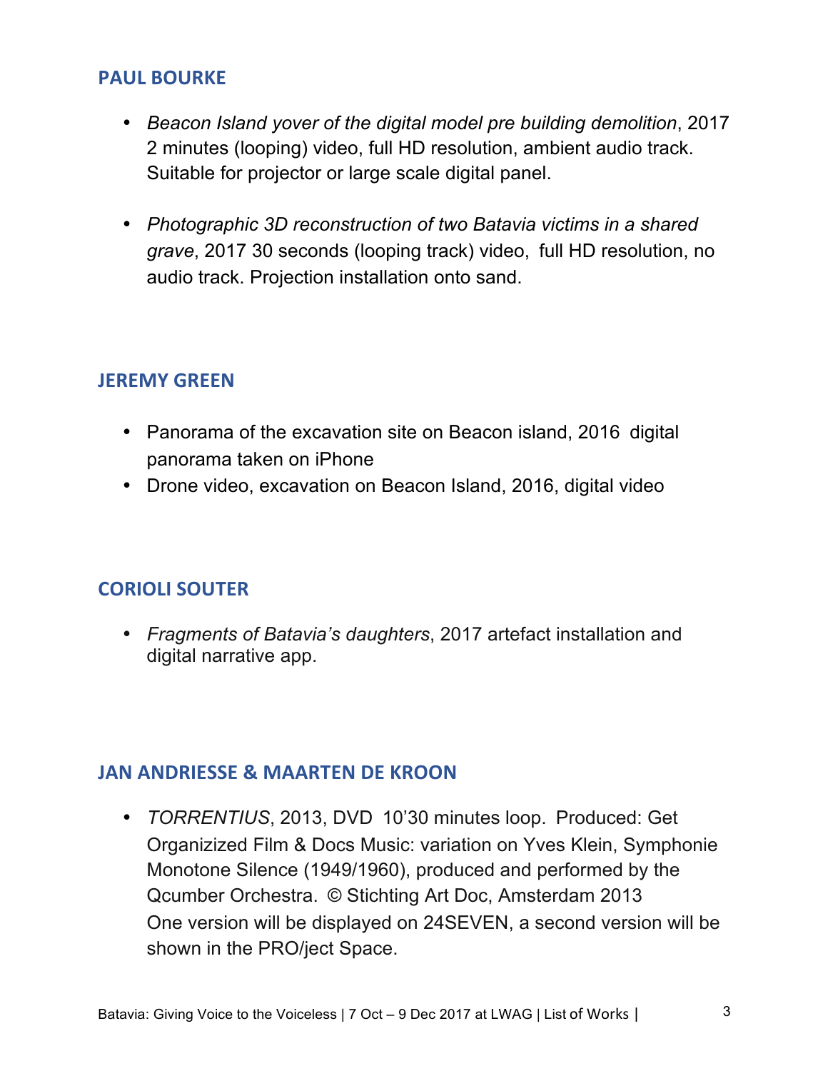### PAUL BOURKE

- *Beacon Island yover of the digital model pre building demolition*, 2017 2 minutes (looping) video, full HD resolution, ambient audio track. Suitable for projector or large scale digital panel.

- *Photographic 3D reconstruction of two Batavia victims in a shared grave*, 2017 30 seconds (looping track) video, full HD resolution, no audio track. Projection installation onto sand.

### JEREMY GREEN

- Panorama of the excavation site on Beacon island, 2016 digital panorama taken on iPhone
- Drone video, excavation on Beacon Island, 2016, digital video

### CORIOLI SOUTER

- *Fragments of Batavia's daughters*, 2017 artefact installation and digital narrative app.

### JAN ANDRIESSE & MAARTEN DE KROON

- *TORRENTIUS*, 2013, DVD 10'30 minutes loop. Produced: Get Organizized Film & Docs Music: variation on Yves Klein, Symphonie Monotone Silence (1949/1960), produced and performed by the Qcumber Orchestra. © Stichting Art Doc, Amsterdam 2013
  One version will be displayed on 24SEVEN, a second version will be shown in the PRO/ject Space.